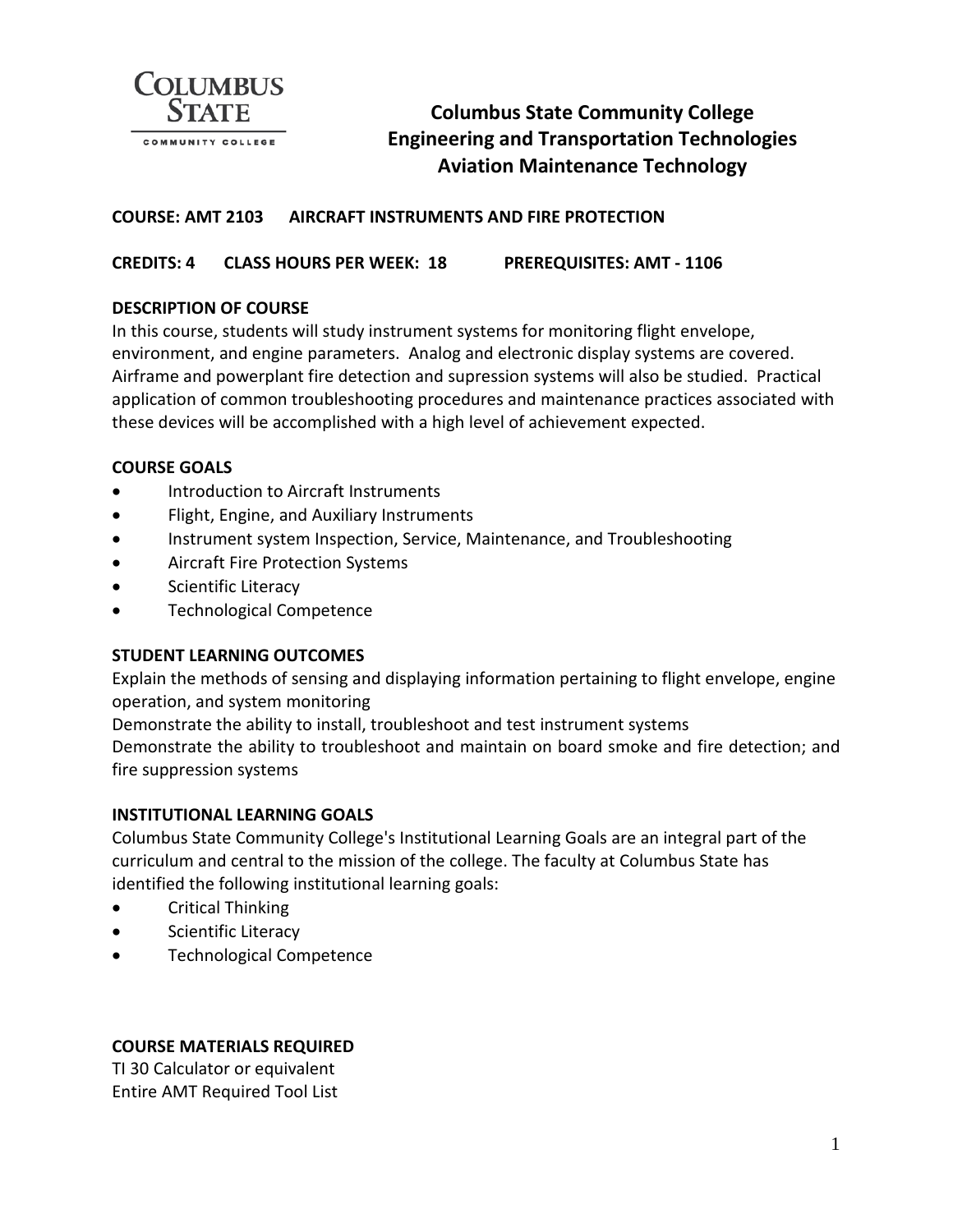# Columbus State Community College
## Engineering and Transportation Technologies
## Aviation Maintenance Technology

**COURSE: AMT 2103 AIRCRAFT INSTRUMENTS AND FIRE PROTECTION**

**CREDITS: 4 CLASS HOURS PER WEEK: 18 PREREQUISITES: AMT - 1106**

### DESCRIPTION OF COURSE

In this course, students will study instrument systems for monitoring flight envelope, environment, and engine parameters. Analog and electronic display systems are covered. Airframe and powerplant fire detection and supression systems will also be studied. Practical application of common troubleshooting procedures and maintenance practices associated with these devices will be accomplished with a high level of achievement expected.

### COURSE GOALS

- Introduction to Aircraft Instruments
- Flight, Engine, and Auxiliary Instruments
- Instrument system Inspection, Service, Maintenance, and Troubleshooting
- Aircraft Fire Protection Systems
- Scientific Literacy
- Technological Competence

### STUDENT LEARNING OUTCOMES

Explain the methods of sensing and displaying information pertaining to flight envelope, engine operation, and system monitoring

Demonstrate the ability to install, troubleshoot and test instrument systems

Demonstrate the ability to troubleshoot and maintain on board smoke and fire detection; and fire suppression systems

### INSTITUTIONAL LEARNING GOALS

Columbus State Community College's Institutional Learning Goals are an integral part of the curriculum and central to the mission of the college. The faculty at Columbus State has identified the following institutional learning goals:

- Critical Thinking
- Scientific Literacy
- Technological Competence

### COURSE MATERIALS REQUIRED

TI 30 Calculator or equivalent

Entire AMT Required Tool List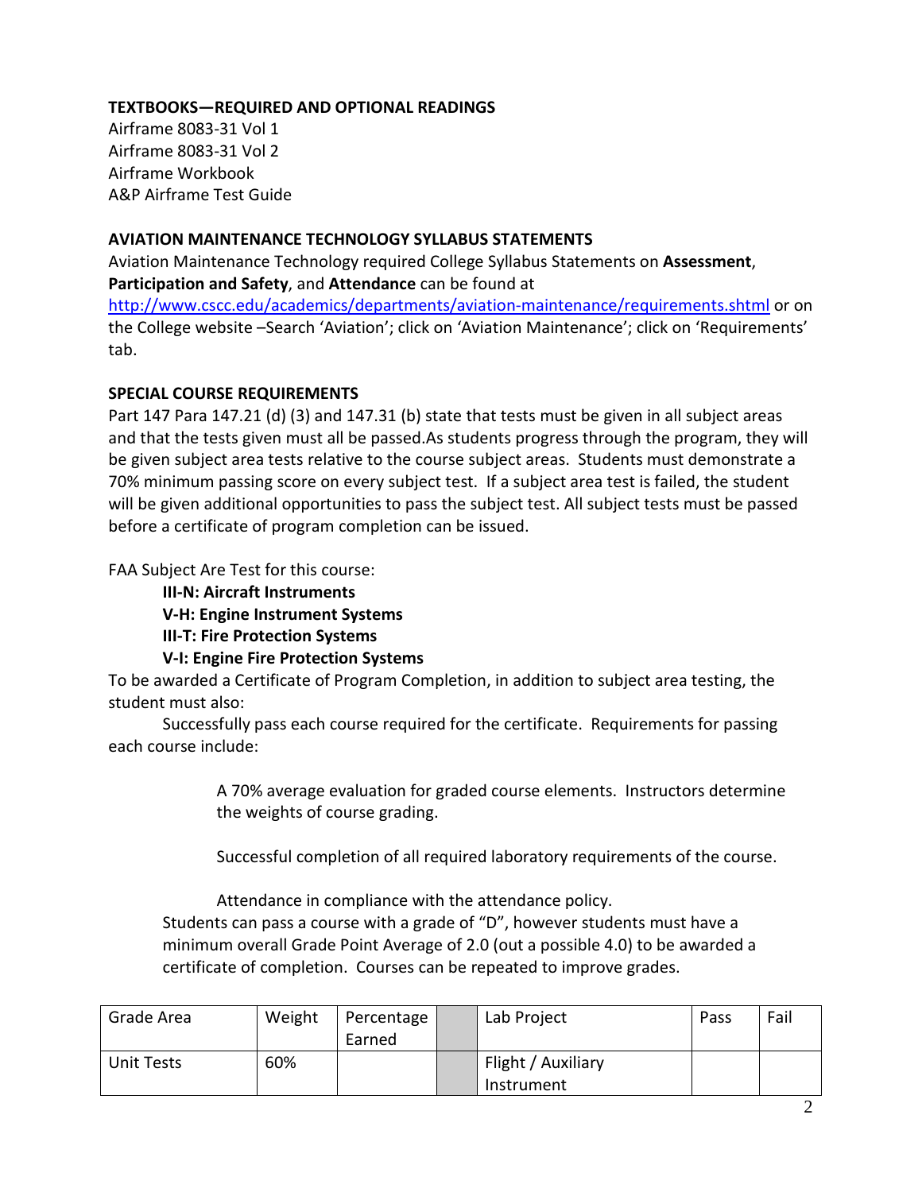**TEXTBOOKS—REQUIRED AND OPTIONAL READINGS**

Airframe 8083-31 Vol 1
Airframe 8083-31 Vol 2
Airframe Workbook
A&P Airframe Test Guide

**AVIATION MAINTENANCE TECHNOLOGY SYLLABUS STATEMENTS**

Aviation Maintenance Technology required College Syllabus Statements on **Assessment**, **Participation and Safety**, and **Attendance** can be found at http://www.cscc.edu/academics/departments/aviation-maintenance/requirements.shtml or on the College website –Search 'Aviation'; click on 'Aviation Maintenance'; click on 'Requirements' tab.

**SPECIAL COURSE REQUIREMENTS**

Part 147 Para 147.21 (d) (3) and 147.31 (b) state that tests must be given in all subject areas and that the tests given must all be passed.As students progress through the program, they will be given subject area tests relative to the course subject areas. Students must demonstrate a 70% minimum passing score on every subject test. If a subject area test is failed, the student will be given additional opportunities to pass the subject test. All subject tests must be passed before a certificate of program completion can be issued.

FAA Subject Are Test for this course:

- **III-N: Aircraft Instruments**
- **V-H: Engine Instrument Systems**
- **III-T: Fire Protection Systems**
- **V-I: Engine Fire Protection Systems**

To be awarded a Certificate of Program Completion, in addition to subject area testing, the student must also:

Successfully pass each course required for the certificate. Requirements for passing each course include:

> A 70% average evaluation for graded course elements. Instructors determine the weights of course grading.
>
> Successful completion of all required laboratory requirements of the course.
>
> Attendance in compliance with the attendance policy.

Students can pass a course with a grade of "D", however students must have a minimum overall Grade Point Average of 2.0 (out a possible 4.0) to be awarded a certificate of completion. Courses can be repeated to improve grades.

| Grade Area | Weight | Percentage Earned | | Lab Project | Pass | Fail |
|---|---|---|---|---|---|---|
| Unit Tests | 60% | | | Flight / Auxiliary Instrument | | |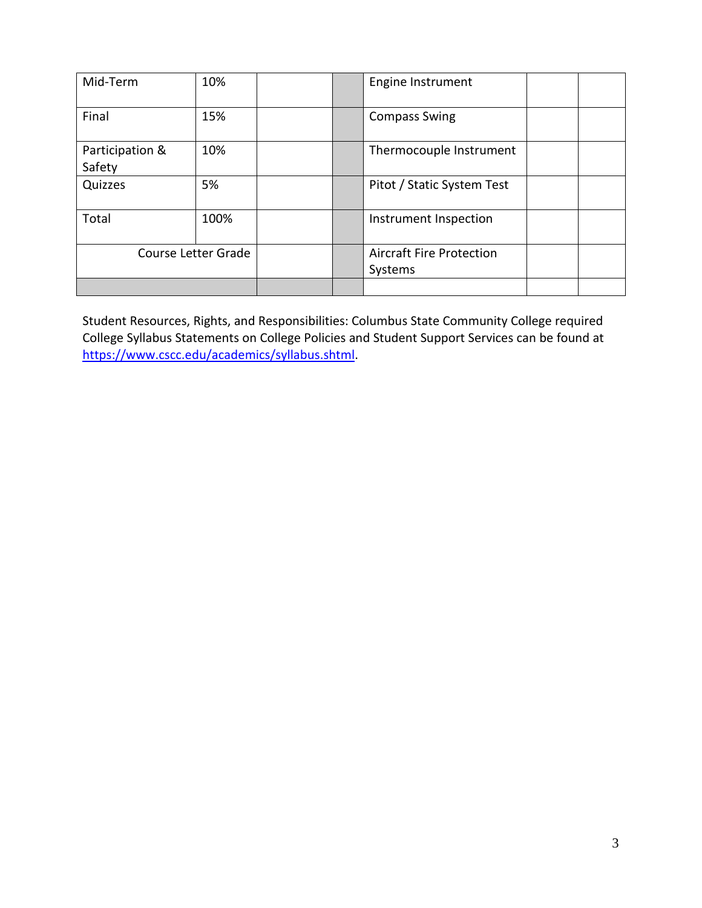| Mid-Term | 10% | | | Engine Instrument | | |
|---|---|---|---|---|---|---|
| Final | 15% | | | Compass Swing | | |
| Participation & Safety | 10% | | | Thermocouple Instrument | | |
| Quizzes | 5% | | | Pitot / Static System Test | | |
| Total | 100% | | | Instrument Inspection | | |
| Course Letter Grade | | | | Aircraft Fire Protection Systems | | |
| | | | | | | |

Student Resources, Rights, and Responsibilities: Columbus State Community College required College Syllabus Statements on College Policies and Student Support Services can be found at https://www.cscc.edu/academics/syllabus.shtml.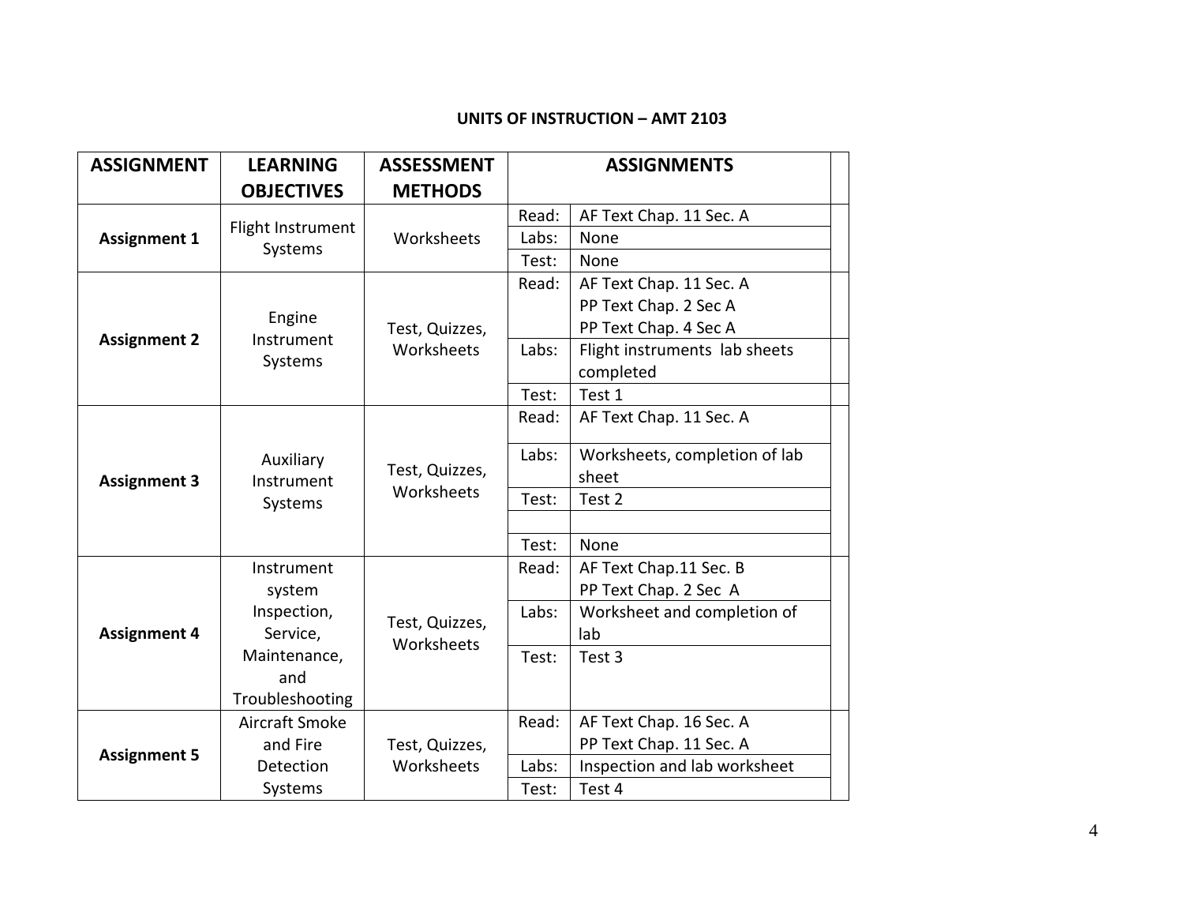**UNITS OF INSTRUCTION – AMT 2103**

| ASSIGNMENT | LEARNING OBJECTIVES | ASSESSMENT METHODS | ASSIGNMENTS | |
|---|---|---|---|---|
| **Assignment 1** | Flight Instrument Systems | Worksheets | Read: | AF Text Chap. 11 Sec. A |
| | | | Labs: | None |
| | | | Test: | None |
| **Assignment 2** | Engine Instrument Systems | Test, Quizzes, Worksheets | Read: | AF Text Chap. 11 Sec. A<br>PP Text Chap. 2 Sec A<br>PP Text Chap. 4 Sec A |
| | | | Labs: | Flight instruments lab sheets completed |
| | | | Test: | Test 1 |
| **Assignment 3** | Auxiliary Instrument Systems | Test, Quizzes, Worksheets | Read: | AF Text Chap. 11 Sec. A |
| | | | Labs: | Worksheets, completion of lab sheet |
| | | | Test: | Test 2 |
| | | | | |
| | | | Test: | None |
| **Assignment 4** | Instrument system Inspection, Service, Maintenance, and Troubleshooting | Test, Quizzes, Worksheets | Read: | AF Text Chap.11 Sec. B<br>PP Text Chap. 2 Sec A |
| | | | Labs: | Worksheet and completion of lab |
| | | | Test: | Test 3 |
| **Assignment 5** | Aircraft Smoke and Fire Detection Systems | Test, Quizzes, Worksheets | Read: | AF Text Chap. 16 Sec. A<br>PP Text Chap. 11 Sec. A |
| | | | Labs: | Inspection and lab worksheet |
| | | | Test: | Test 4 |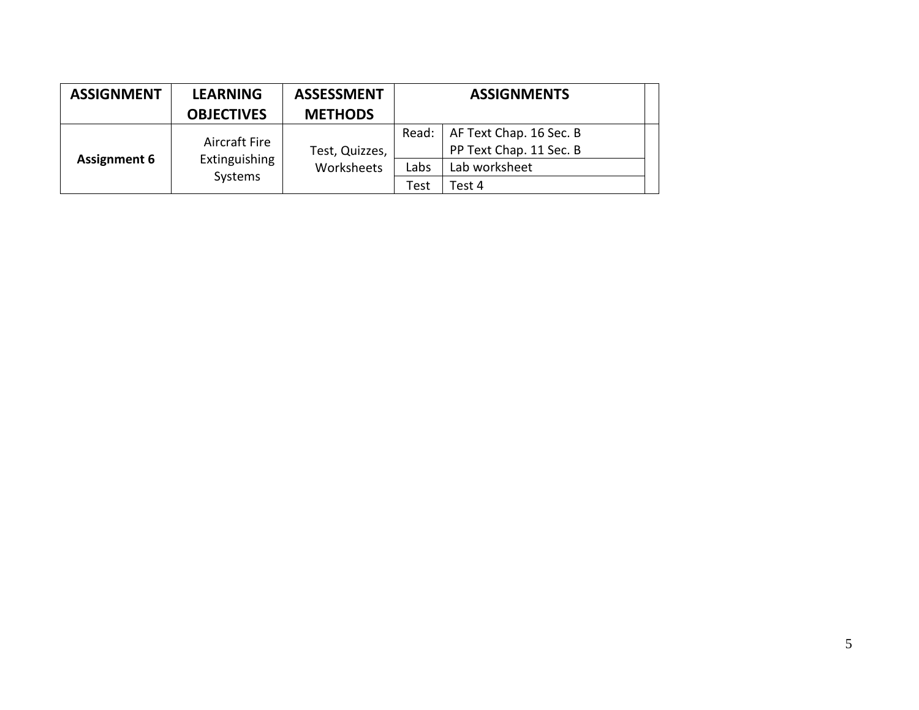| ASSIGNMENT | LEARNING OBJECTIVES | ASSESSMENT METHODS | ASSIGNMENTS | | |
|---|---|---|---|---|---|
| **Assignment 6** | Aircraft Fire Extinguishing Systems | Test, Quizzes, Worksheets | Read: | AF Text Chap. 16 Sec. B<br>PP Text Chap. 11 Sec. B | |
| | | | Labs | Lab worksheet | |
| | | | Test | Test 4 | |